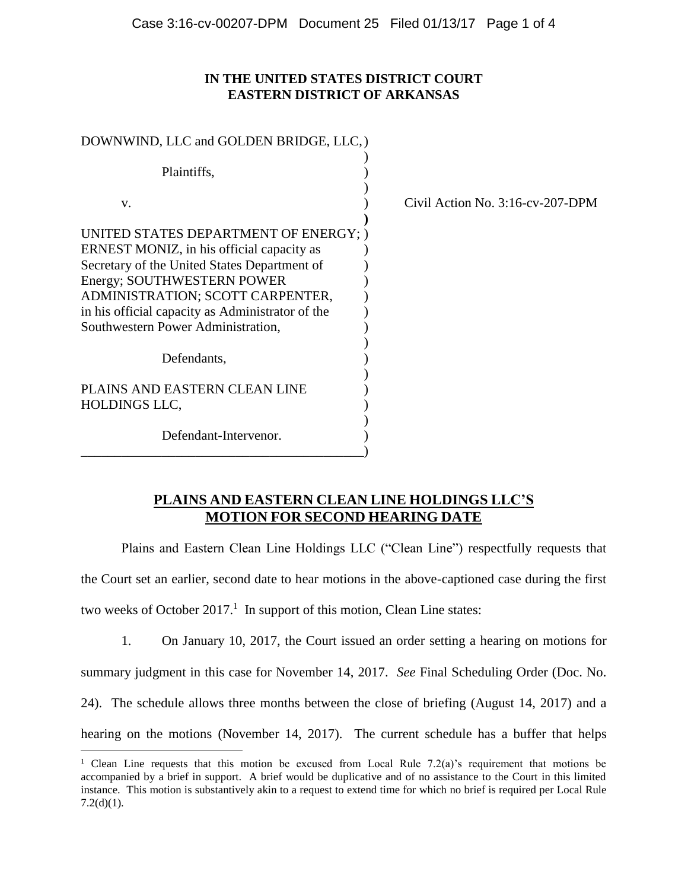**IN THE UNITED STATES DISTRICT COURT**
**EASTERN DISTRICT OF ARKANSAS**

DOWNWIND, LLC and GOLDEN BRIDGE, LLC,

Plaintiffs,

v.

UNITED STATES DEPARTMENT OF ENERGY; ERNEST MONIZ, in his official capacity as Secretary of the United States Department of Energy; SOUTHWESTERN POWER ADMINISTRATION; SCOTT CARPENTER, in his official capacity as Administrator of the Southwestern Power Administration,

Defendants,

PLAINS AND EASTERN CLEAN LINE HOLDINGS LLC,

Defendant-Intervenor.

Civil Action No. 3:16-cv-207-DPM

## PLAINS AND EASTERN CLEAN LINE HOLDINGS LLC'S MOTION FOR SECOND HEARING DATE

Plains and Eastern Clean Line Holdings LLC ("Clean Line") respectfully requests that the Court set an earlier, second date to hear motions in the above-captioned case during the first two weeks of October 2017.[1] In support of this motion, Clean Line states:

1. On January 10, 2017, the Court issued an order setting a hearing on motions for summary judgment in this case for November 14, 2017. *See* Final Scheduling Order (Doc. No. 24). The schedule allows three months between the close of briefing (August 14, 2017) and a hearing on the motions (November 14, 2017). The current schedule has a buffer that helps

[1] Clean Line requests that this motion be excused from Local Rule 7.2(a)'s requirement that motions be accompanied by a brief in support. A brief would be duplicative and of no assistance to the Court in this limited instance. This motion is substantively akin to a request to extend time for which no brief is required per Local Rule 7.2(d)(1).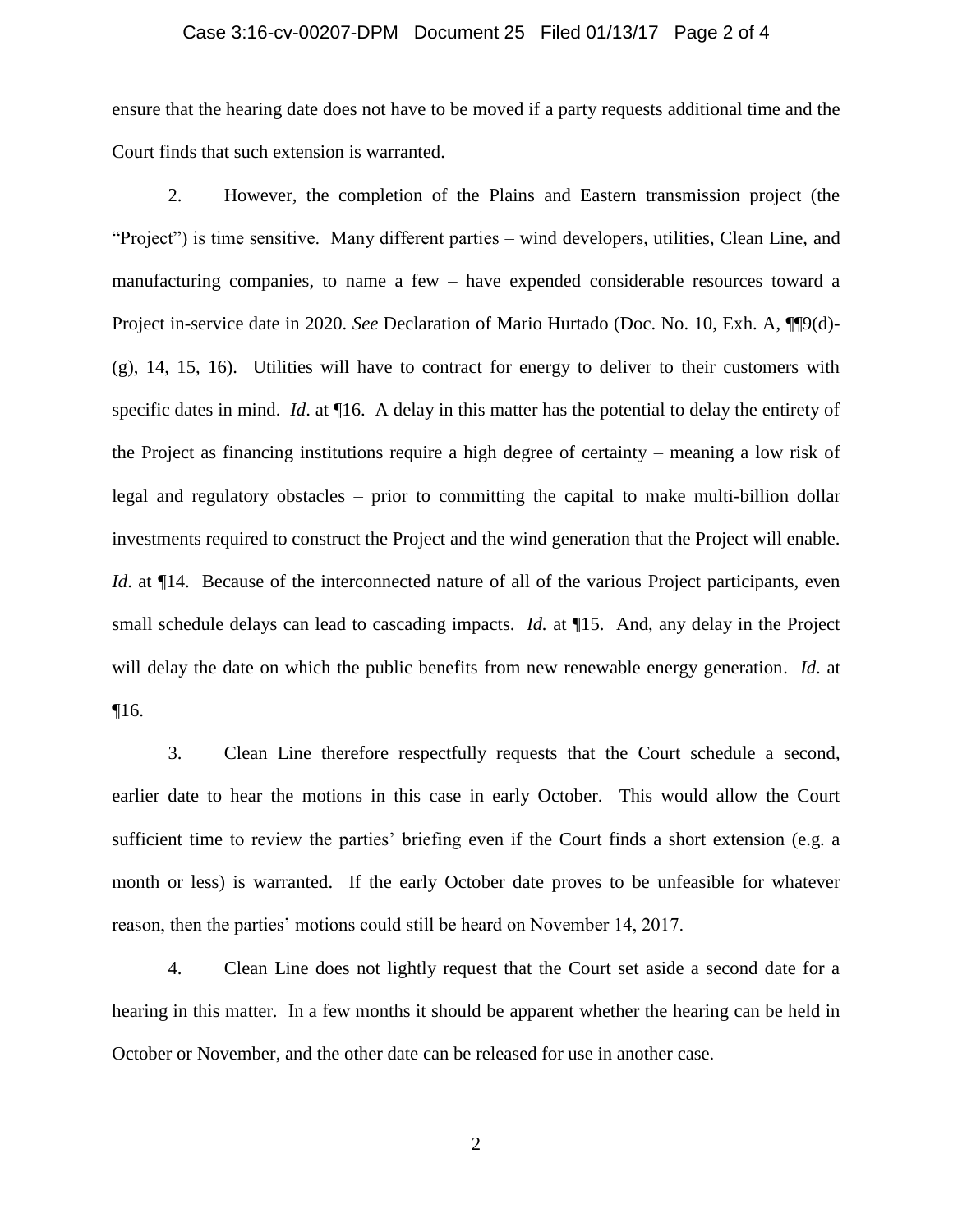ensure that the hearing date does not have to be moved if a party requests additional time and the Court finds that such extension is warranted.

2. However, the completion of the Plains and Eastern transmission project (the "Project") is time sensitive. Many different parties – wind developers, utilities, Clean Line, and manufacturing companies, to name a few – have expended considerable resources toward a Project in-service date in 2020. *See* Declaration of Mario Hurtado (Doc. No. 10, Exh. A, ¶¶9(d)-(g), 14, 15, 16). Utilities will have to contract for energy to deliver to their customers with specific dates in mind. *Id*. at ¶16. A delay in this matter has the potential to delay the entirety of the Project as financing institutions require a high degree of certainty – meaning a low risk of legal and regulatory obstacles – prior to committing the capital to make multi-billion dollar investments required to construct the Project and the wind generation that the Project will enable. *Id*. at ¶14. Because of the interconnected nature of all of the various Project participants, even small schedule delays can lead to cascading impacts. *Id.* at ¶15. And, any delay in the Project will delay the date on which the public benefits from new renewable energy generation. *Id*. at ¶16.

3. Clean Line therefore respectfully requests that the Court schedule a second, earlier date to hear the motions in this case in early October. This would allow the Court sufficient time to review the parties' briefing even if the Court finds a short extension (e.g. a month or less) is warranted. If the early October date proves to be unfeasible for whatever reason, then the parties' motions could still be heard on November 14, 2017.

4. Clean Line does not lightly request that the Court set aside a second date for a hearing in this matter. In a few months it should be apparent whether the hearing can be held in October or November, and the other date can be released for use in another case.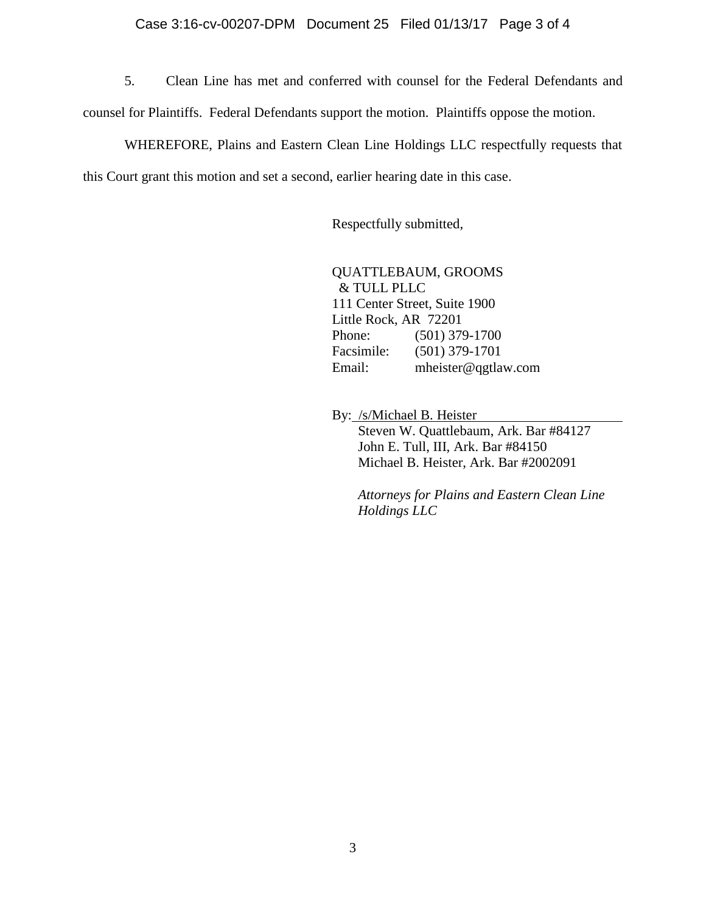5. Clean Line has met and conferred with counsel for the Federal Defendants and counsel for Plaintiffs. Federal Defendants support the motion. Plaintiffs oppose the motion.

WHEREFORE, Plains and Eastern Clean Line Holdings LLC respectfully requests that this Court grant this motion and set a second, earlier hearing date in this case.

Respectfully submitted,

QUATTLEBAUM, GROOMS
& TULL PLLC
111 Center Street, Suite 1900
Little Rock, AR 72201
Phone: (501) 379-1700
Facsimile: (501) 379-1701
Email: mheister@qgtlaw.com

By: /s/Michael B. Heister
Steven W. Quattlebaum, Ark. Bar #84127
John E. Tull, III, Ark. Bar #84150
Michael B. Heister, Ark. Bar #2002091

*Attorneys for Plains and Eastern Clean Line Holdings LLC*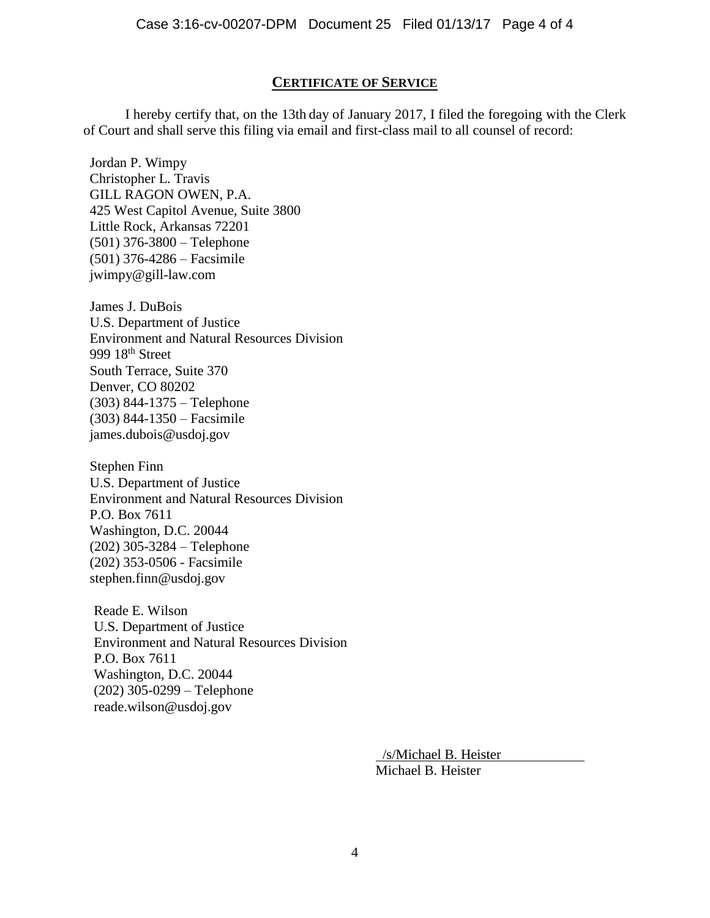## CERTIFICATE OF SERVICE

I hereby certify that, on the 13th day of January 2017, I filed the foregoing with the Clerk of Court and shall serve this filing via email and first-class mail to all counsel of record:

Jordan P. Wimpy
Christopher L. Travis
GILL RAGON OWEN, P.A.
425 West Capitol Avenue, Suite 3800
Little Rock, Arkansas 72201
(501) 376-3800 – Telephone
(501) 376-4286 – Facsimile
jwimpy@gill-law.com

James J. DuBois
U.S. Department of Justice
Environment and Natural Resources Division
999 18th Street
South Terrace, Suite 370
Denver, CO 80202
(303) 844-1375 – Telephone
(303) 844-1350 – Facsimile
james.dubois@usdoj.gov

Stephen Finn
U.S. Department of Justice
Environment and Natural Resources Division
P.O. Box 7611
Washington, D.C. 20044
(202) 305-3284 – Telephone
(202) 353-0506 - Facsimile
stephen.finn@usdoj.gov

Reade E. Wilson
U.S. Department of Justice
Environment and Natural Resources Division
P.O. Box 7611
Washington, D.C. 20044
(202) 305-0299 – Telephone
reade.wilson@usdoj.gov

/s/Michael B. Heister
Michael B. Heister